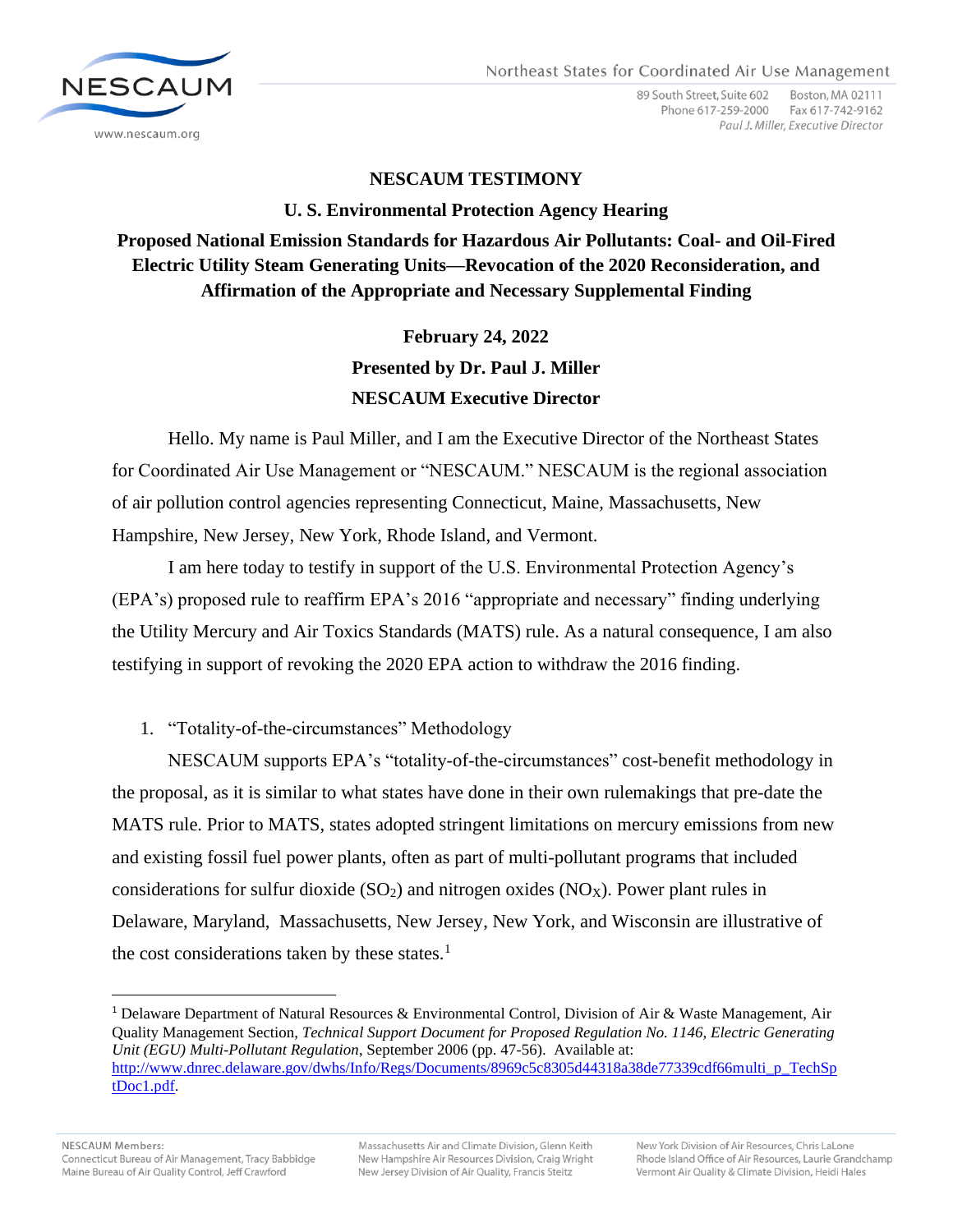Northeast States for Coordinated Air Use Management

89 South Street, Suite 602 Boston, MA 02111
Phone 617-259-2000 Fax 617-742-9162
*Paul J. Miller, Executive Director*

www.nescaum.org

**NESCAUM TESTIMONY**

**U. S. Environmental Protection Agency Hearing**

**Proposed National Emission Standards for Hazardous Air Pollutants: Coal- and Oil-Fired Electric Utility Steam Generating Units—Revocation of the 2020 Reconsideration, and Affirmation of the Appropriate and Necessary Supplemental Finding**

**February 24, 2022**

**Presented by Dr. Paul J. Miller**

**NESCAUM Executive Director**

Hello. My name is Paul Miller, and I am the Executive Director of the Northeast States for Coordinated Air Use Management or "NESCAUM." NESCAUM is the regional association of air pollution control agencies representing Connecticut, Maine, Massachusetts, New Hampshire, New Jersey, New York, Rhode Island, and Vermont.

I am here today to testify in support of the U.S. Environmental Protection Agency's (EPA's) proposed rule to reaffirm EPA's 2016 "appropriate and necessary" finding underlying the Utility Mercury and Air Toxics Standards (MATS) rule. As a natural consequence, I am also testifying in support of revoking the 2020 EPA action to withdraw the 2016 finding.

1. "Totality-of-the-circumstances" Methodology

NESCAUM supports EPA's "totality-of-the-circumstances" cost-benefit methodology in the proposal, as it is similar to what states have done in their own rulemakings that pre-date the MATS rule. Prior to MATS, states adopted stringent limitations on mercury emissions from new and existing fossil fuel power plants, often as part of multi-pollutant programs that included considerations for sulfur dioxide ($SO_2$) and nitrogen oxides ($NO_X$). Power plant rules in Delaware, Maryland, Massachusetts, New Jersey, New York, and Wisconsin are illustrative of the cost considerations taken by these states.[1]

---

[1] Delaware Department of Natural Resources & Environmental Control, Division of Air & Waste Management, Air Quality Management Section, *Technical Support Document for Proposed Regulation No. 1146, Electric Generating Unit (EGU) Multi-Pollutant Regulation*, September 2006 (pp. 47-56). Available at: http://www.dnrec.delaware.gov/dwhs/Info/Regs/Documents/8969c5c8305d44318a38de77339cdf66multi_p_TechSptDoc1.pdf.

NESCAUM Members:
Connecticut Bureau of Air Management, Tracy Babbidge
Maine Bureau of Air Quality Control, Jeff Crawford
Massachusetts Air and Climate Division, Glenn Keith
New Hampshire Air Resources Division, Craig Wright
New Jersey Division of Air Quality, Francis Steitz
New York Division of Air Resources, Chris LaLone
Rhode Island Office of Air Resources, Laurie Grandchamp
Vermont Air Quality & Climate Division, Heidi Hales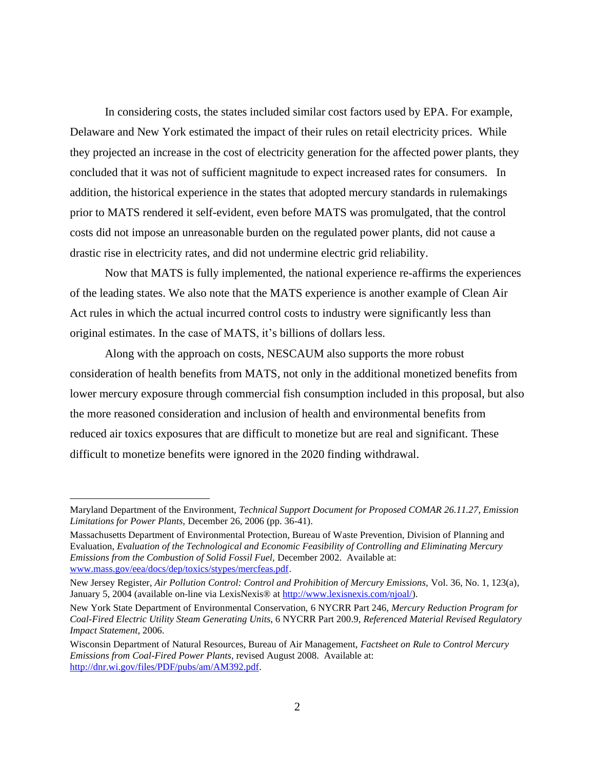In considering costs, the states included similar cost factors used by EPA. For example, Delaware and New York estimated the impact of their rules on retail electricity prices. While they projected an increase in the cost of electricity generation for the affected power plants, they concluded that it was not of sufficient magnitude to expect increased rates for consumers. In addition, the historical experience in the states that adopted mercury standards in rulemakings prior to MATS rendered it self-evident, even before MATS was promulgated, that the control costs did not impose an unreasonable burden on the regulated power plants, did not cause a drastic rise in electricity rates, and did not undermine electric grid reliability.

Now that MATS is fully implemented, the national experience re-affirms the experiences of the leading states. We also note that the MATS experience is another example of Clean Air Act rules in which the actual incurred control costs to industry were significantly less than original estimates. In the case of MATS, it's billions of dollars less.

Along with the approach on costs, NESCAUM also supports the more robust consideration of health benefits from MATS, not only in the additional monetized benefits from lower mercury exposure through commercial fish consumption included in this proposal, but also the more reasoned consideration and inclusion of health and environmental benefits from reduced air toxics exposures that are difficult to monetize but are real and significant. These difficult to monetize benefits were ignored in the 2020 finding withdrawal.

---

Maryland Department of the Environment, *Technical Support Document for Proposed COMAR 26.11.27, Emission Limitations for Power Plants,* December 26, 2006 (pp. 36-41).

Massachusetts Department of Environmental Protection, Bureau of Waste Prevention, Division of Planning and Evaluation, *Evaluation of the Technological and Economic Feasibility of Controlling and Eliminating Mercury Emissions from the Combustion of Solid Fossil Fuel,* December 2002. Available at: www.mass.gov/eea/docs/dep/toxics/stypes/mercfeas.pdf.

New Jersey Register, *Air Pollution Control: Control and Prohibition of Mercury Emissions,* Vol. 36, No. 1, 123(a), January 5, 2004 (available on-line via LexisNexis® at http://www.lexisnexis.com/njoal/).

New York State Department of Environmental Conservation, 6 NYCRR Part 246, *Mercury Reduction Program for Coal-Fired Electric Utility Steam Generating Units*, 6 NYCRR Part 200.9, *Referenced Material Revised Regulatory Impact Statement*, 2006.

Wisconsin Department of Natural Resources, Bureau of Air Management, *Factsheet on Rule to Control Mercury Emissions from Coal-Fired Power Plants*, revised August 2008. Available at: http://dnr.wi.gov/files/PDF/pubs/am/AM392.pdf.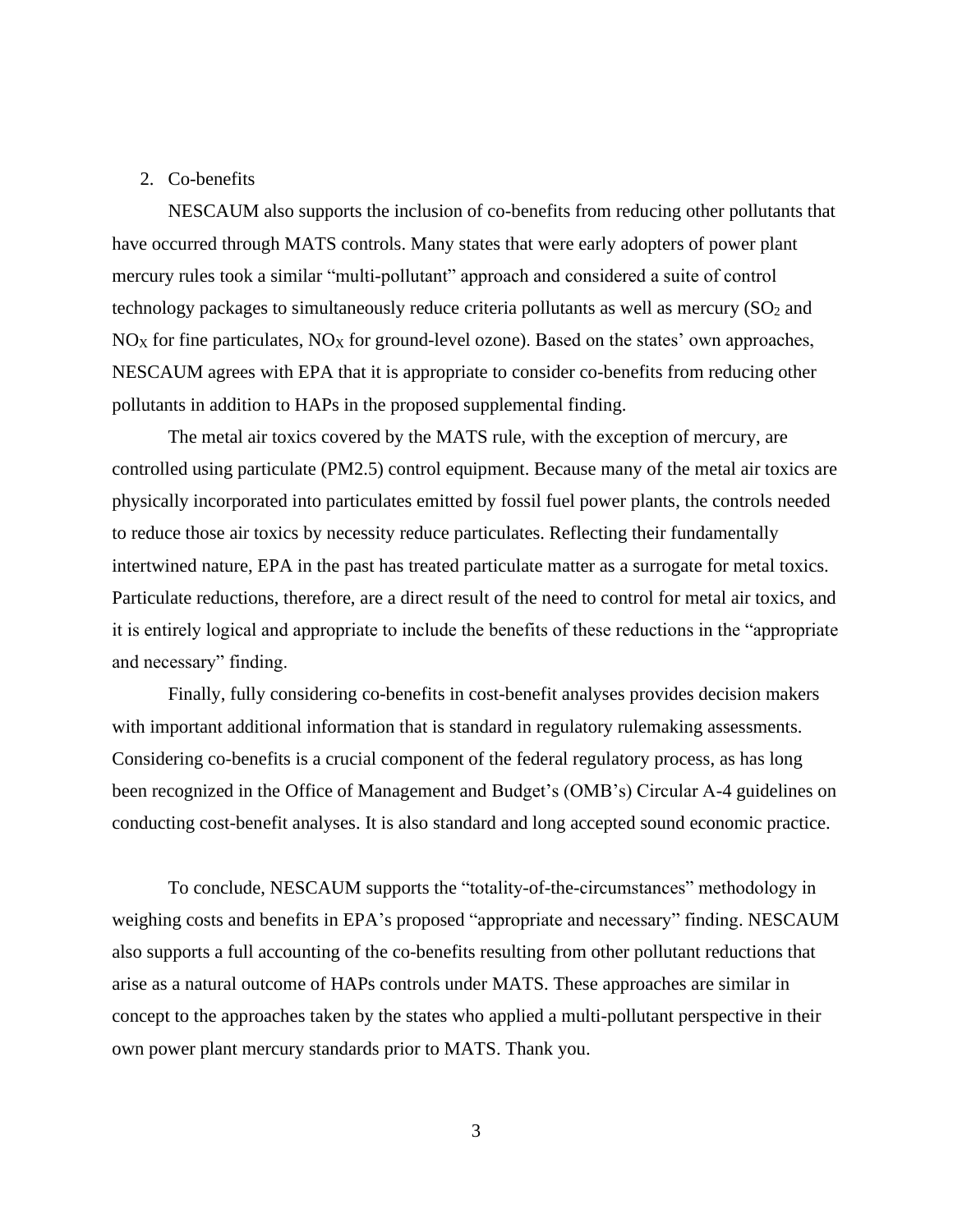2. Co-benefits

NESCAUM also supports the inclusion of co-benefits from reducing other pollutants that have occurred through MATS controls. Many states that were early adopters of power plant mercury rules took a similar "multi-pollutant" approach and considered a suite of control technology packages to simultaneously reduce criteria pollutants as well as mercury ($SO_2$ and $NO_X$ for fine particulates, $NO_X$ for ground-level ozone). Based on the states' own approaches, NESCAUM agrees with EPA that it is appropriate to consider co-benefits from reducing other pollutants in addition to HAPs in the proposed supplemental finding.

The metal air toxics covered by the MATS rule, with the exception of mercury, are controlled using particulate (PM2.5) control equipment. Because many of the metal air toxics are physically incorporated into particulates emitted by fossil fuel power plants, the controls needed to reduce those air toxics by necessity reduce particulates. Reflecting their fundamentally intertwined nature, EPA in the past has treated particulate matter as a surrogate for metal toxics. Particulate reductions, therefore, are a direct result of the need to control for metal air toxics, and it is entirely logical and appropriate to include the benefits of these reductions in the "appropriate and necessary" finding.

Finally, fully considering co-benefits in cost-benefit analyses provides decision makers with important additional information that is standard in regulatory rulemaking assessments. Considering co-benefits is a crucial component of the federal regulatory process, as has long been recognized in the Office of Management and Budget's (OMB's) Circular A-4 guidelines on conducting cost-benefit analyses. It is also standard and long accepted sound economic practice.

To conclude, NESCAUM supports the "totality-of-the-circumstances" methodology in weighing costs and benefits in EPA's proposed "appropriate and necessary" finding. NESCAUM also supports a full accounting of the co-benefits resulting from other pollutant reductions that arise as a natural outcome of HAPs controls under MATS. These approaches are similar in concept to the approaches taken by the states who applied a multi-pollutant perspective in their own power plant mercury standards prior to MATS. Thank you.